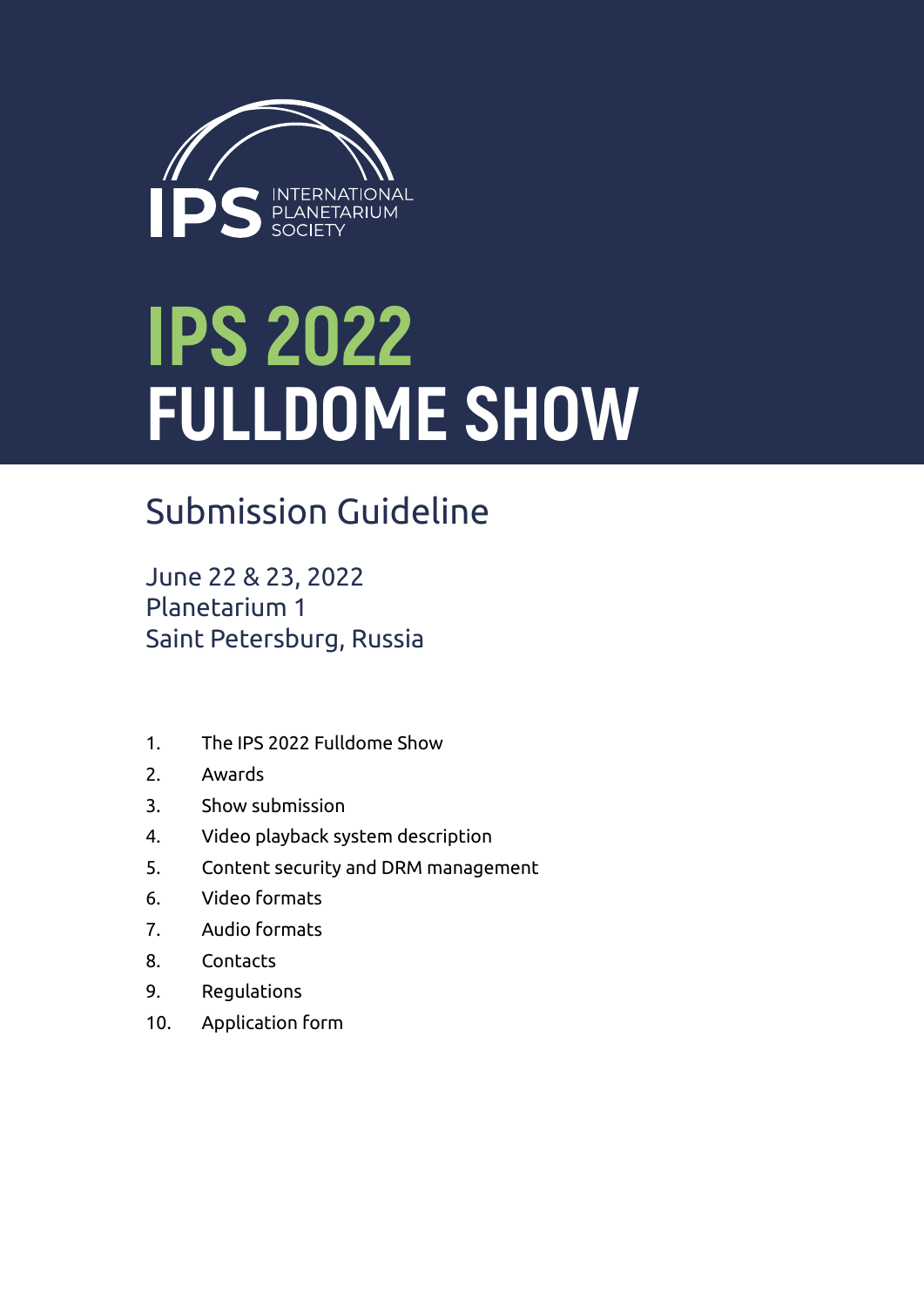IPS INTERNATIONAL PLANETARIUM SOCIETY

# IPS 2022 FULLDOME SHOW

## Submission Guideline

June 22 & 23, 2022
Planetarium 1
Saint Petersburg, Russia

1. The IPS 2022 Fulldome Show
2. Awards
3. Show submission
4. Video playback system description
5. Content security and DRM management
6. Video formats
7. Audio formats
8. Contacts
9. Regulations
10. Application form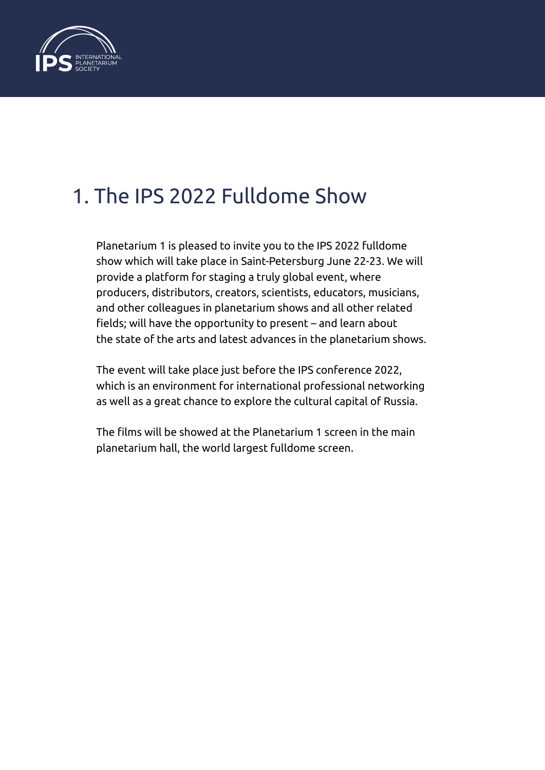# 1. The IPS 2022 Fulldome Show

Planetarium 1 is pleased to invite you to the IPS 2022 fulldome show which will take place in Saint-Petersburg June 22-23. We will provide a platform for staging a truly global event, where producers, distributors, creators, scientists, educators, musicians, and other colleagues in planetarium shows and all other related fields; will have the opportunity to present – and learn about the state of the arts and latest advances in the planetarium shows.

The event will take place just before the IPS conference 2022, which is an environment for international professional networking as well as a great chance to explore the cultural capital of Russia.

The films will be showed at the Planetarium 1 screen in the main planetarium hall, the world largest fulldome screen.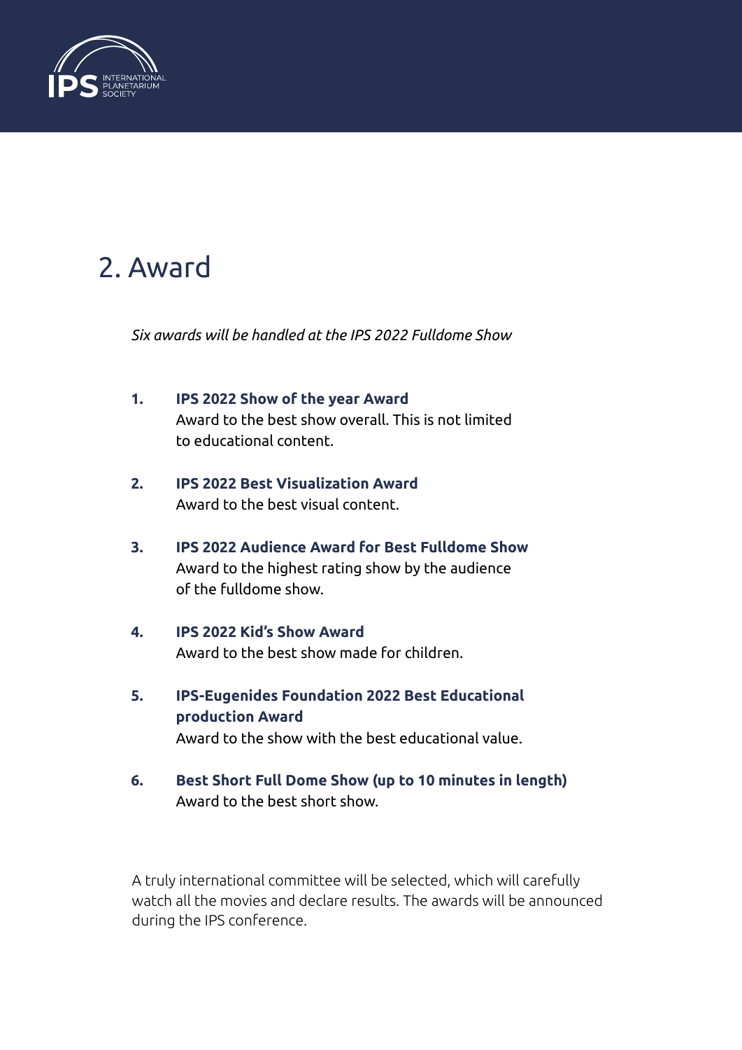## 2. Award

*Six awards will be handled at the IPS 2022 Fulldome Show*

1. **IPS 2022 Show of the year Award**
   Award to the best show overall. This is not limited to educational content.

2. **IPS 2022 Best Visualization Award**
   Award to the best visual content.

3. **IPS 2022 Audience Award for Best Fulldome Show**
   Award to the highest rating show by the audience of the fulldome show.

4. **IPS 2022 Kid's Show Award**
   Award to the best show made for children.

5. **IPS-Eugenides Foundation 2022 Best Educational production Award**
   Award to the show with the best educational value.

6. **Best Short Full Dome Show (up to 10 minutes in length)**
   Award to the best short show.

A truly international committee will be selected, which will carefully watch all the movies and declare results. The awards will be announced during the IPS conference.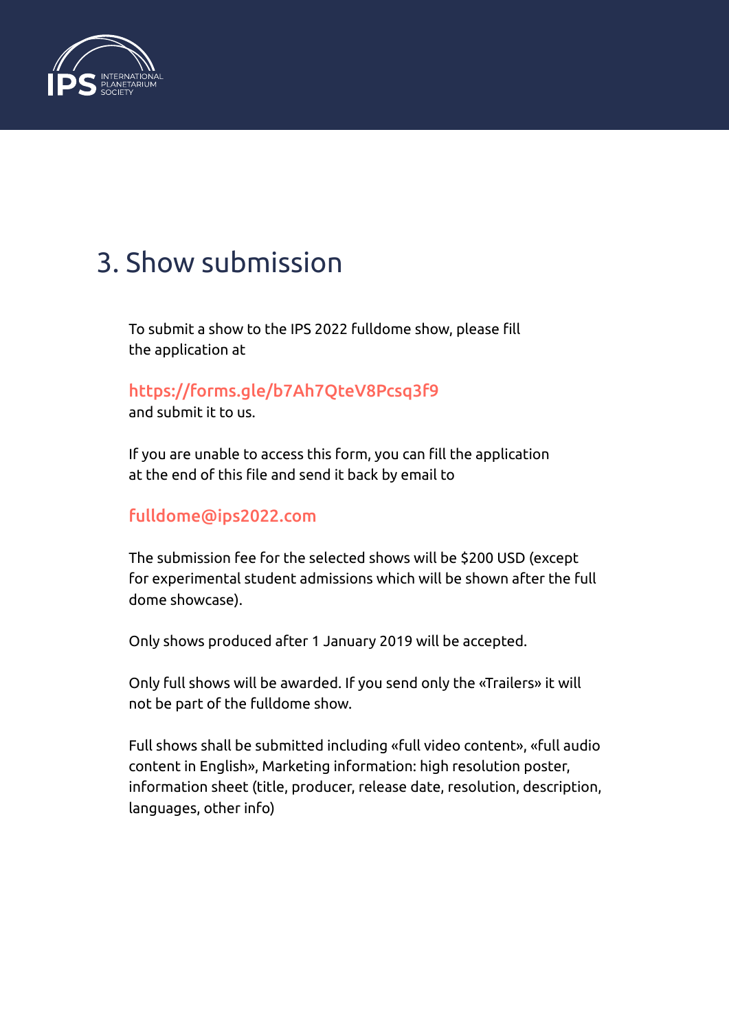# 3. Show submission

To submit a show to the IPS 2022 fulldome show, please fill the application at

https://forms.gle/b7Ah7QteV8Pcsq3f9
and submit it to us.

If you are unable to access this form, you can fill the application at the end of this file and send it back by email to

fulldome@ips2022.com

The submission fee for the selected shows will be $200 USD (except for experimental student admissions which will be shown after the full dome showcase).

Only shows produced after 1 January 2019 will be accepted.

Only full shows will be awarded. If you send only the «Trailers» it will not be part of the fulldome show.

Full shows shall be submitted including «full video content», «full audio content in English», Marketing information: high resolution poster, information sheet (title, producer, release date, resolution, description, languages, other info)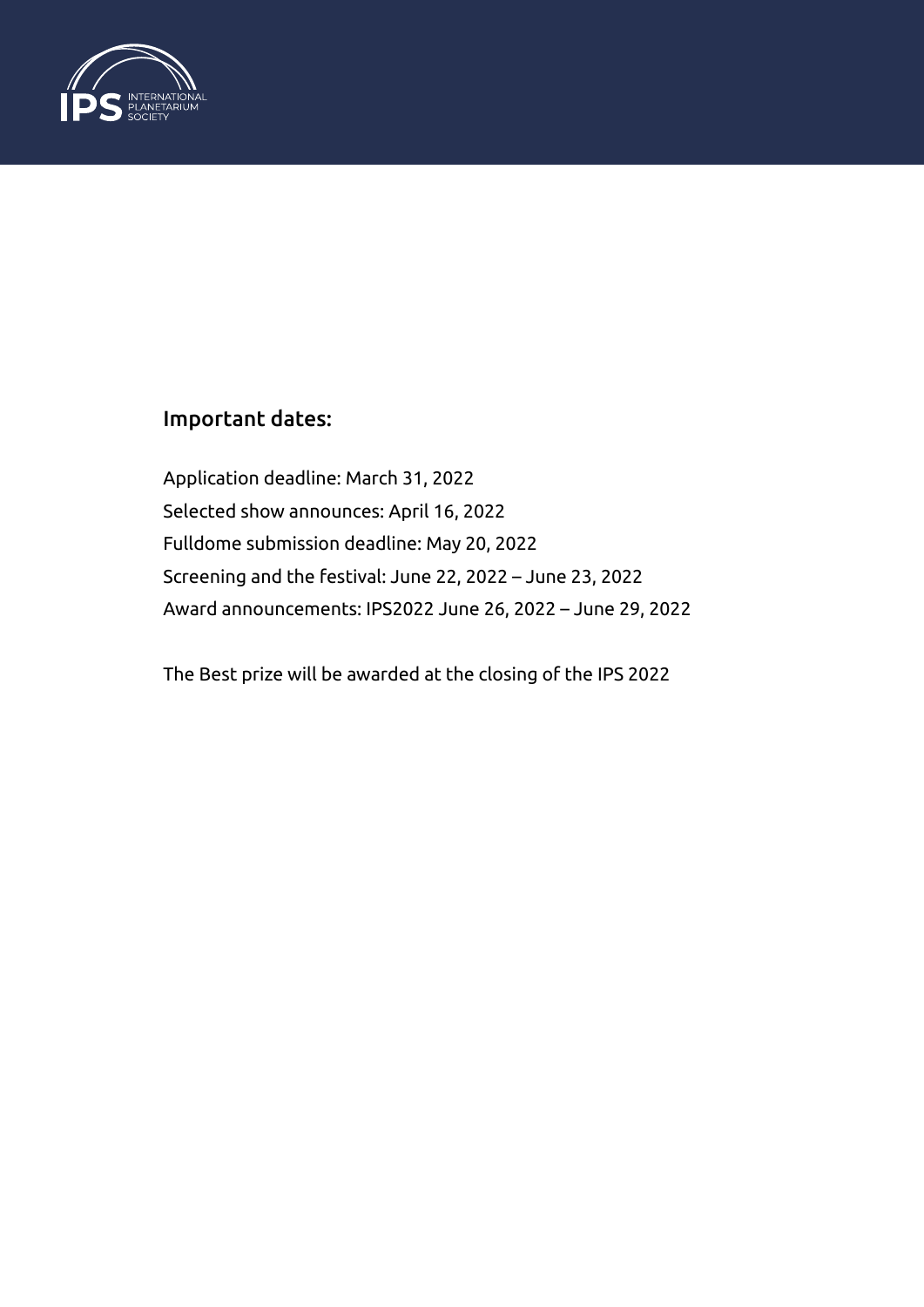## Important dates:

Application deadline: March 31, 2022

Selected show announces: April 16, 2022

Fulldome submission deadline: May 20, 2022

Screening and the festival: June 22, 2022 – June 23, 2022

Award announcements: IPS2022 June 26, 2022 – June 29, 2022

The Best prize will be awarded at the closing of the IPS 2022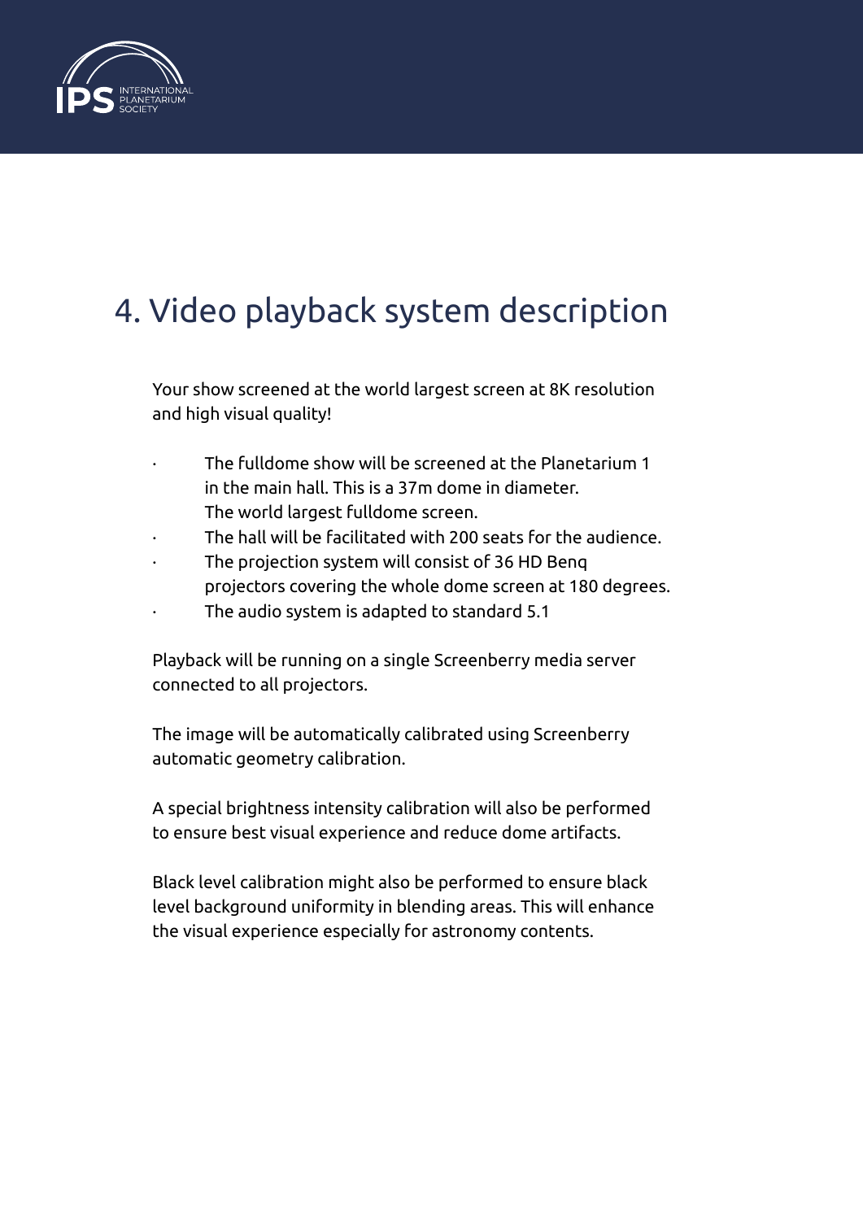# 4. Video playback system description

Your show screened at the world largest screen at 8K resolution and high visual quality!

- The fulldome show will be screened at the Planetarium 1 in the main hall. This is a 37m dome in diameter. The world largest fulldome screen.
- The hall will be facilitated with 200 seats for the audience.
- The projection system will consist of 36 HD Benq projectors covering the whole dome screen at 180 degrees.
- The audio system is adapted to standard 5.1

Playback will be running on a single Screenberry media server connected to all projectors.

The image will be automatically calibrated using Screenberry automatic geometry calibration.

A special brightness intensity calibration will also be performed to ensure best visual experience and reduce dome artifacts.

Black level calibration might also be performed to ensure black level background uniformity in blending areas. This will enhance the visual experience especially for astronomy contents.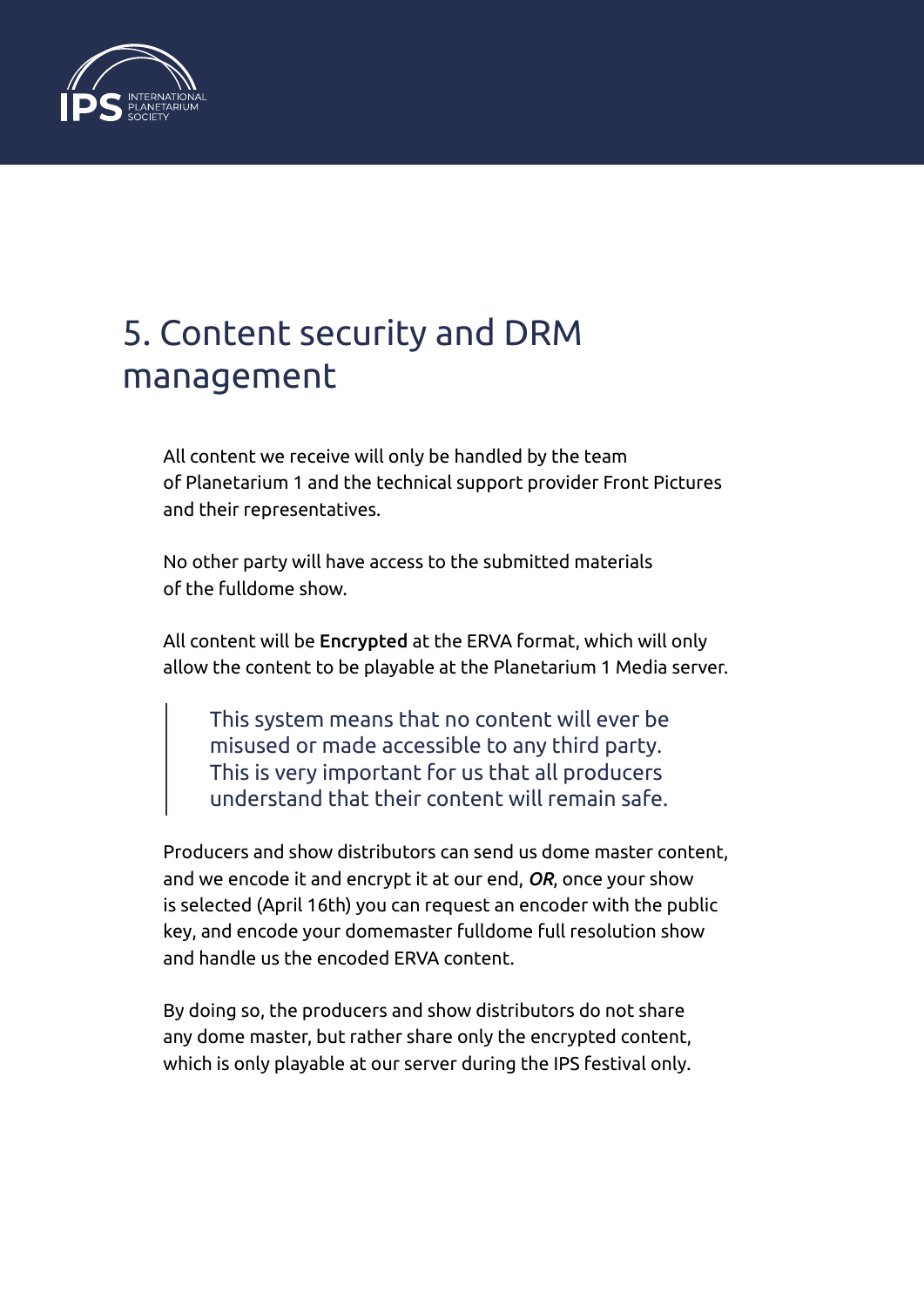# 5. Content security and DRM management

All content we receive will only be handled by the team of Planetarium 1 and the technical support provider Front Pictures and their representatives.

No other party will have access to the submitted materials of the fulldome show.

All content will be **Encrypted** at the ERVA format, which will only allow the content to be playable at the Planetarium 1 Media server.

> This system means that no content will ever be misused or made accessible to any third party. This is very important for us that all producers understand that their content will remain safe.

Producers and show distributors can send us dome master content, and we encode it and encrypt it at our end, ***OR***, once your show is selected (April 16th) you can request an encoder with the public key, and encode your domemaster fulldome full resolution show and handle us the encoded ERVA content.

By doing so, the producers and show distributors do not share any dome master, but rather share only the encrypted content, which is only playable at our server during the IPS festival only.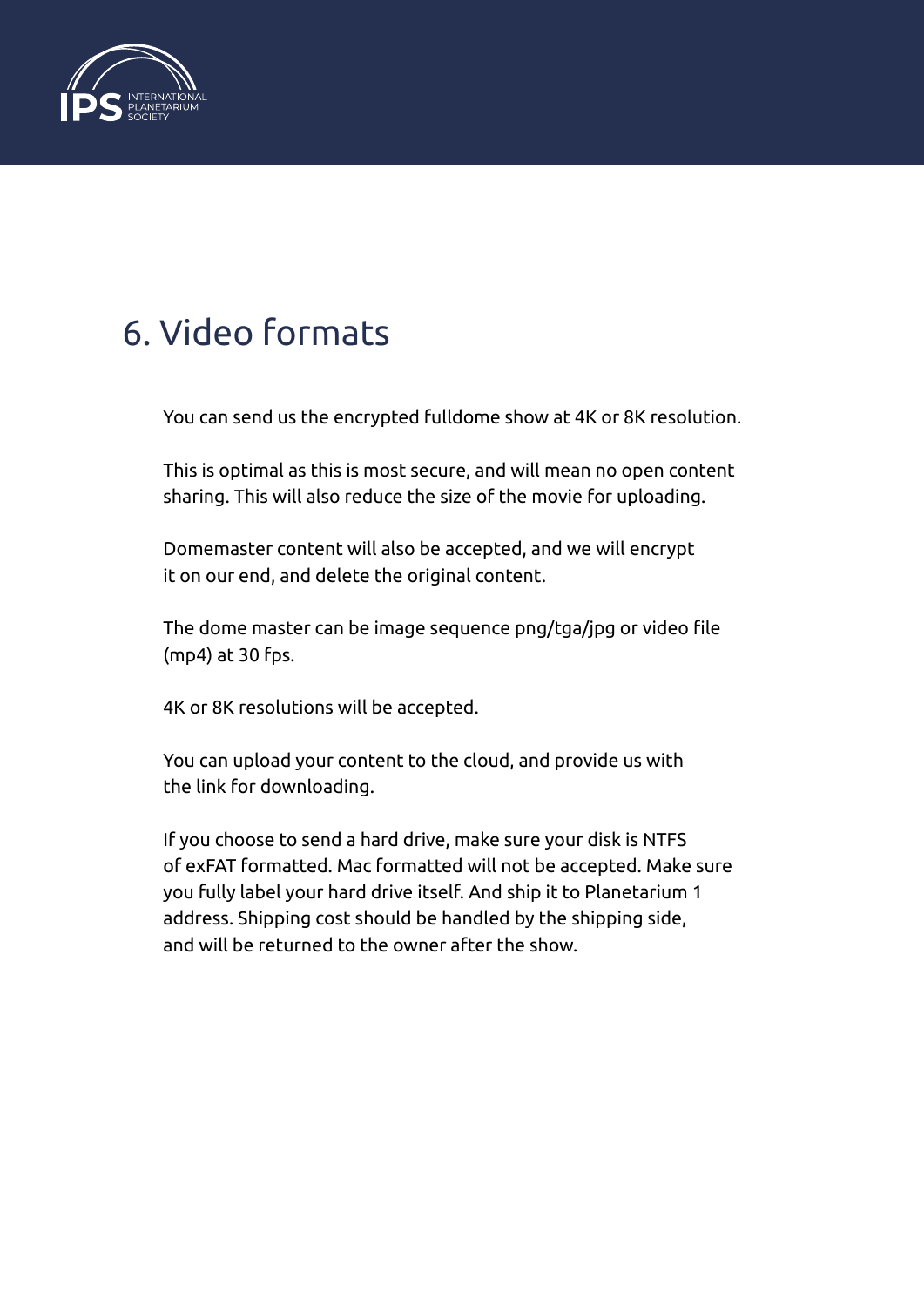# 6. Video formats

You can send us the encrypted fulldome show at 4K or 8K resolution.

This is optimal as this is most secure, and will mean no open content sharing. This will also reduce the size of the movie for uploading.

Domemaster content will also be accepted, and we will encrypt it on our end, and delete the original content.

The dome master can be image sequence png/tga/jpg or video file (mp4) at 30 fps.

4K or 8K resolutions will be accepted.

You can upload your content to the cloud, and provide us with the link for downloading.

If you choose to send a hard drive, make sure your disk is NTFS of exFAT formatted. Mac formatted will not be accepted. Make sure you fully label your hard drive itself. And ship it to Planetarium 1 address. Shipping cost should be handled by the shipping side, and will be returned to the owner after the show.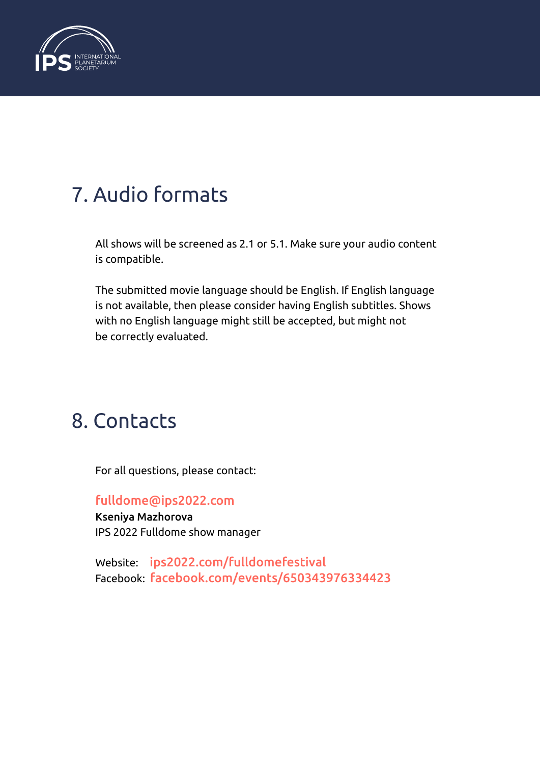## 7. Audio formats

All shows will be screened as 2.1 or 5.1. Make sure your audio content is compatible.

The submitted movie language should be English. If English language is not available, then please consider having English subtitles. Shows with no English language might still be accepted, but might not be correctly evaluated.

## 8. Contacts

For all questions, please contact:

fulldome@ips2022.com
**Kseniya Mazhorova**
IPS 2022 Fulldome show manager

Website: ips2022.com/fulldomefestival
Facebook: facebook.com/events/650343976334423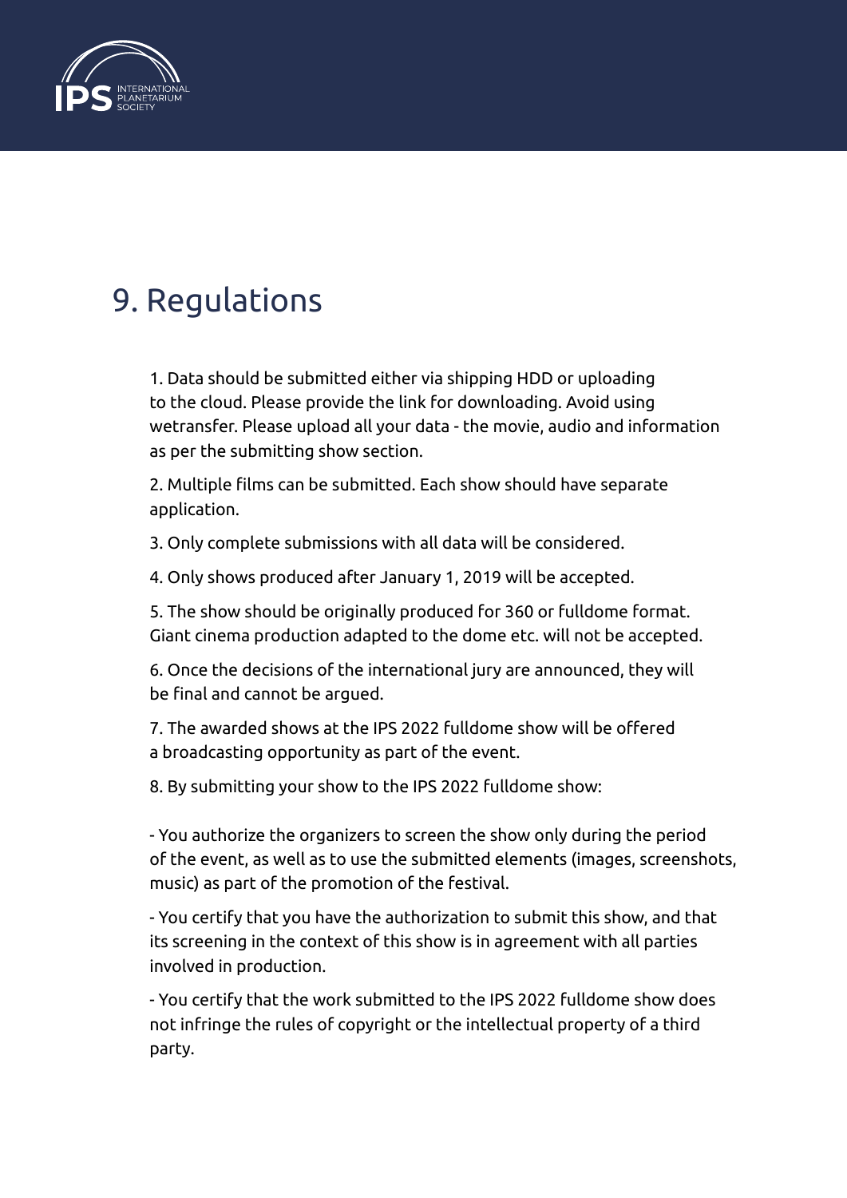# 9. Regulations

1. Data should be submitted either via shipping HDD or uploading to the cloud. Please provide the link for downloading. Avoid using wetransfer. Please upload all your data - the movie, audio and information as per the submitting show section.

2. Multiple films can be submitted. Each show should have separate application.

3. Only complete submissions with all data will be considered.

4. Only shows produced after January 1, 2019 will be accepted.

5. The show should be originally produced for 360 or fulldome format. Giant cinema production adapted to the dome etc. will not be accepted.

6. Once the decisions of the international jury are announced, they will be final and cannot be argued.

7. The awarded shows at the IPS 2022 fulldome show will be offered a broadcasting opportunity as part of the event.

8. By submitting your show to the IPS 2022 fulldome show:

- You authorize the organizers to screen the show only during the period of the event, as well as to use the submitted elements (images, screenshots, music) as part of the promotion of the festival.

- You certify that you have the authorization to submit this show, and that its screening in the context of this show is in agreement with all parties involved in production.

- You certify that the work submitted to the IPS 2022 fulldome show does not infringe the rules of copyright or the intellectual property of a third party.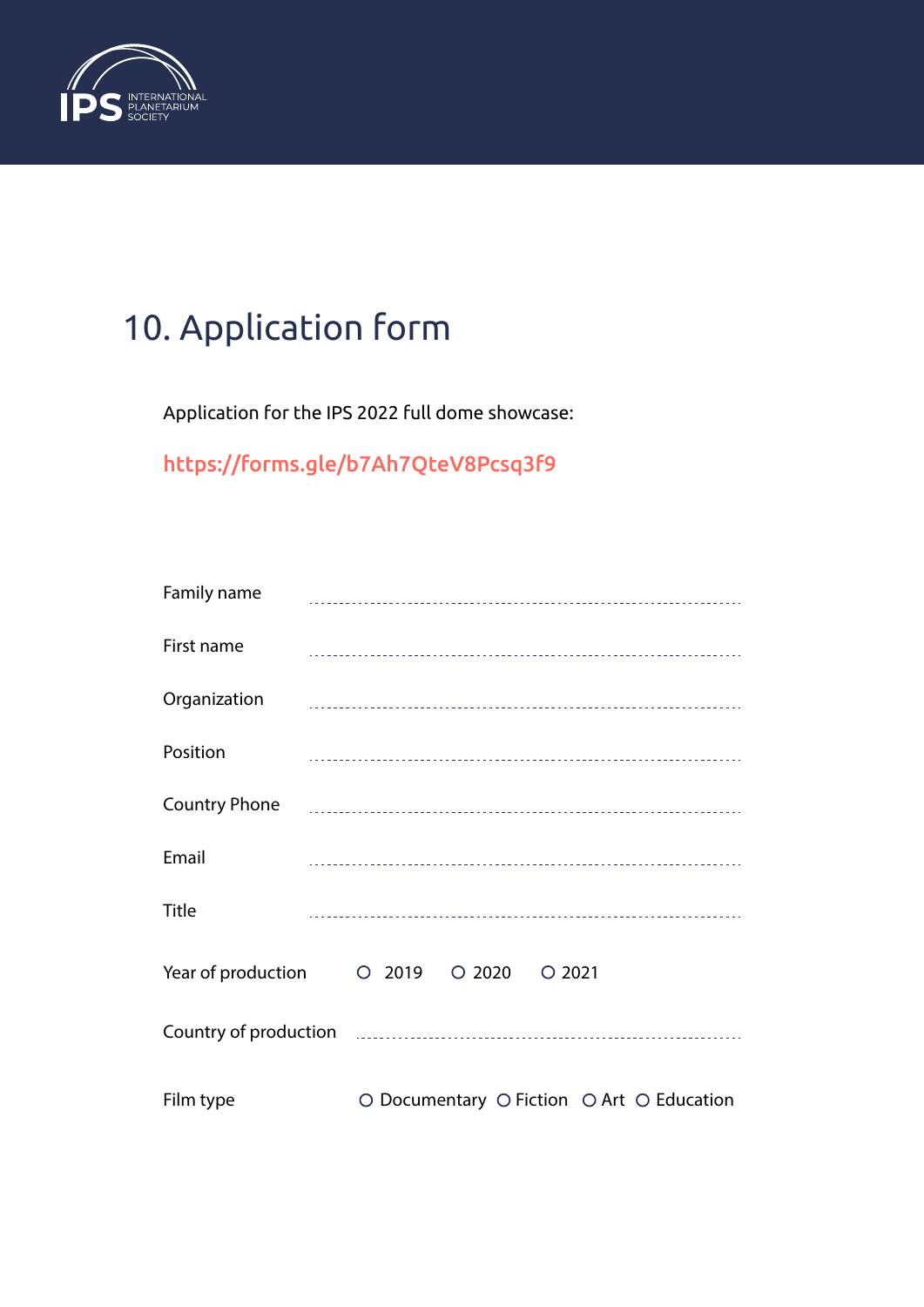# 10. Application form

Application for the IPS 2022 full dome showcase:

https://forms.gle/b7Ah7QteV8Pcsq3f9

Family name ..............................................................

First name ..............................................................

Organization ..............................................................

Position ..............................................................

Country Phone ..............................................................

Email ..............................................................

Title ..............................................................

Year of production ○ 2019 ○ 2020 ○ 2021

Country of production ..............................................................

Film type ○ Documentary ○ Fiction ○ Art ○ Education